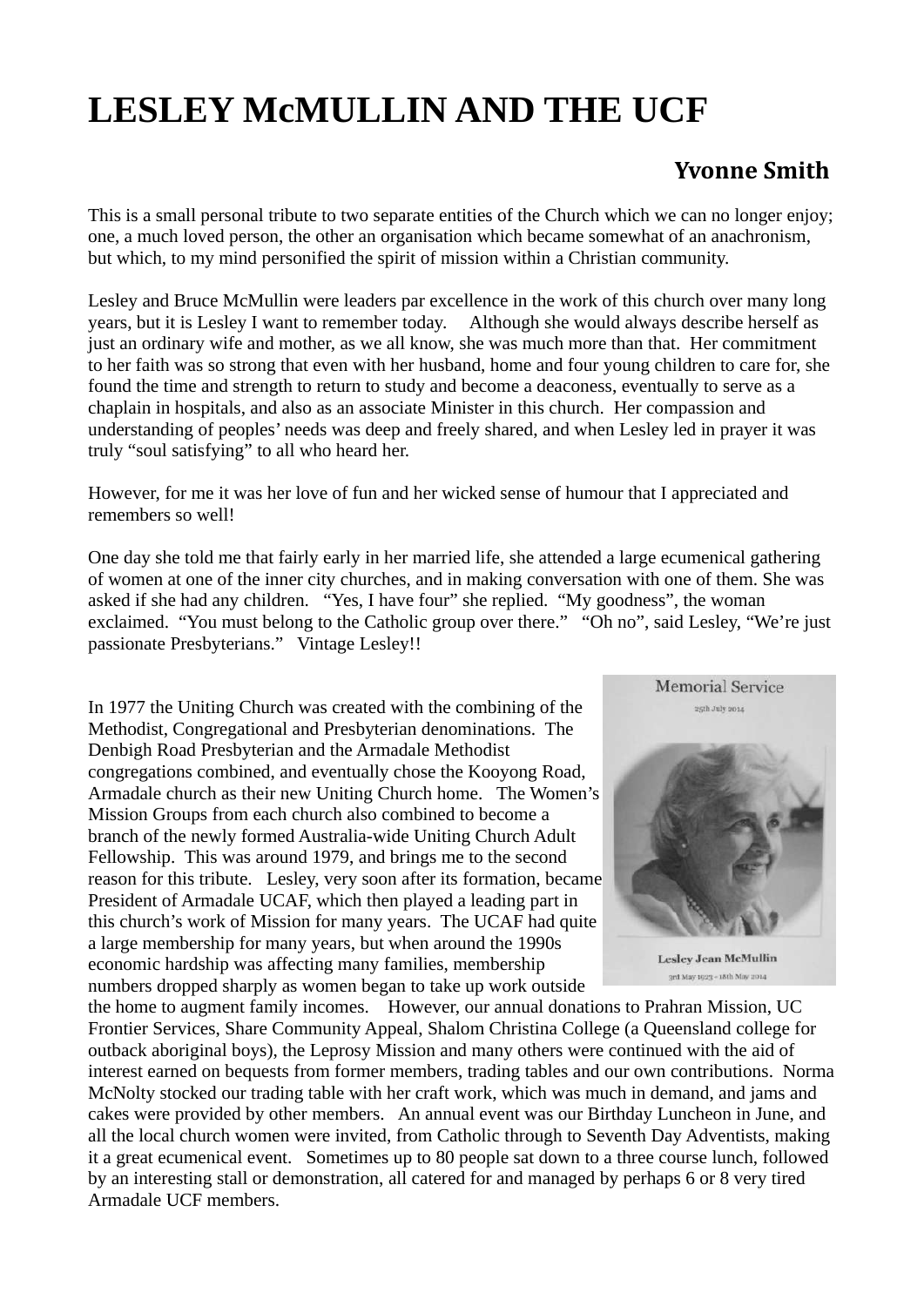# LESLEY McMULLIN AND THE UCF

**Yvonne Smith**

This is a small personal tribute to two separate entities of the Church which we can no longer enjoy; one, a much loved person, the other an organisation which became somewhat of an anachronism, but which, to my mind personified the spirit of mission within a Christian community.

Lesley and Bruce McMullin were leaders par excellence in the work of this church over many long years, but it is Lesley I want to remember today. Although she would always describe herself as just an ordinary wife and mother, as we all know, she was much more than that. Her commitment to her faith was so strong that even with her husband, home and four young children to care for, she found the time and strength to return to study and become a deaconess, eventually to serve as a chaplain in hospitals, and also as an associate Minister in this church. Her compassion and understanding of peoples' needs was deep and freely shared, and when Lesley led in prayer it was truly "soul satisfying" to all who heard her.

However, for me it was her love of fun and her wicked sense of humour that I appreciated and remembers so well!

One day she told me that fairly early in her married life, she attended a large ecumenical gathering of women at one of the inner city churches, and in making conversation with one of them. She was asked if she had any children. "Yes, I have four" she replied. "My goodness", the woman exclaimed. "You must belong to the Catholic group over there." "Oh no", said Lesley, "We're just passionate Presbyterians." Vintage Lesley!!

Memorial Service

25th July 2014

Lesley Jean McMullin

3rd May 1923 - 18th May 2014

In 1977 the Uniting Church was created with the combining of the Methodist, Congregational and Presbyterian denominations. The Denbigh Road Presbyterian and the Armadale Methodist congregations combined, and eventually chose the Kooyong Road, Armadale church as their new Uniting Church home. The Women's Mission Groups from each church also combined to become a branch of the newly formed Australia-wide Uniting Church Adult Fellowship. This was around 1979, and brings me to the second reason for this tribute. Lesley, very soon after its formation, became President of Armadale UCAF, which then played a leading part in this church's work of Mission for many years. The UCAF had quite a large membership for many years, but when around the 1990s economic hardship was affecting many families, membership numbers dropped sharply as women began to take up work outside the home to augment family incomes. However, our annual donations to Prahran Mission, UC Frontier Services, Share Community Appeal, Shalom Christina College (a Queensland college for outback aboriginal boys), the Leprosy Mission and many others were continued with the aid of interest earned on bequests from former members, trading tables and our own contributions. Norma McNolty stocked our trading table with her craft work, which was much in demand, and jams and cakes were provided by other members. An annual event was our Birthday Luncheon in June, and all the local church women were invited, from Catholic through to Seventh Day Adventists, making it a great ecumenical event. Sometimes up to 80 people sat down to a three course lunch, followed by an interesting stall or demonstration, all catered for and managed by perhaps 6 or 8 very tired Armadale UCF members.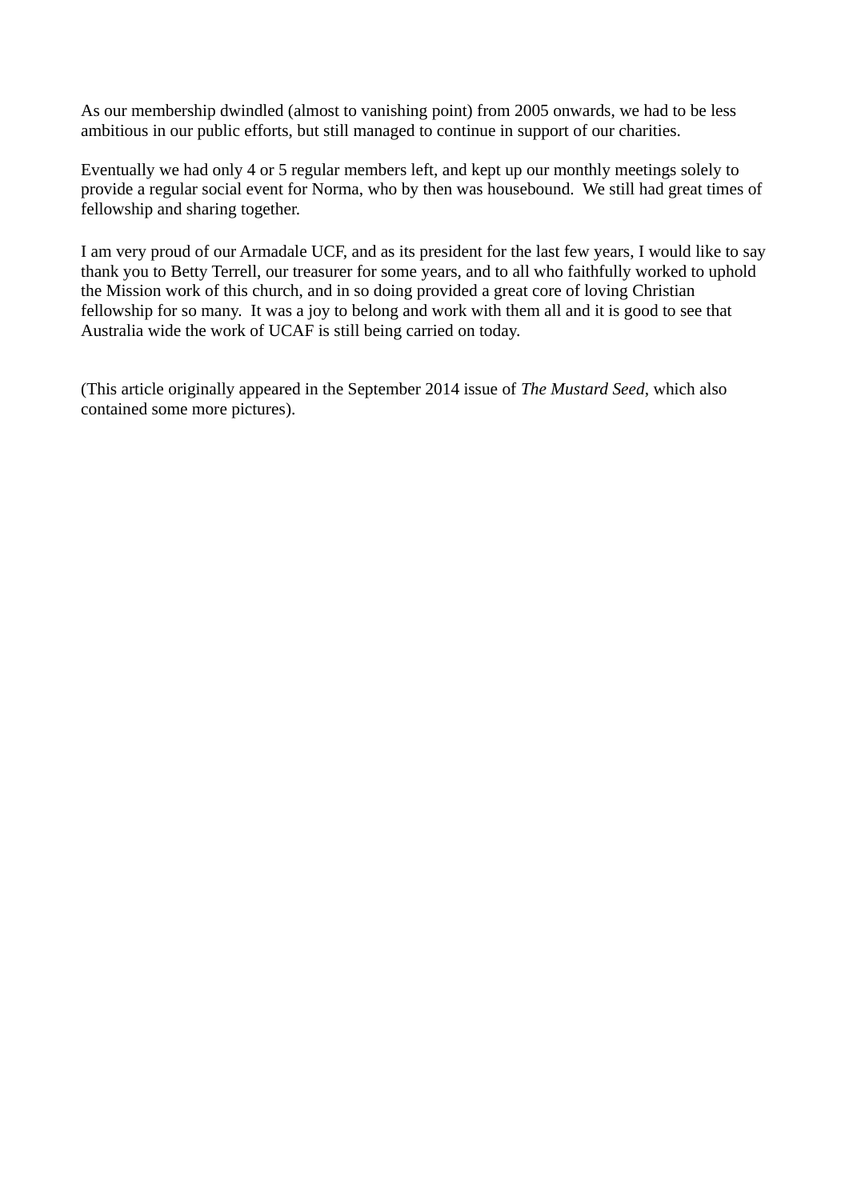As our membership dwindled (almost to vanishing point) from 2005 onwards, we had to be less ambitious in our public efforts, but still managed to continue in support of our charities.

Eventually we had only 4 or 5 regular members left, and kept up our monthly meetings solely to provide a regular social event for Norma, who by then was housebound. We still had great times of fellowship and sharing together.

I am very proud of our Armadale UCF, and as its president for the last few years, I would like to say thank you to Betty Terrell, our treasurer for some years, and to all who faithfully worked to uphold the Mission work of this church, and in so doing provided a great core of loving Christian fellowship for so many. It was a joy to belong and work with them all and it is good to see that Australia wide the work of UCAF is still being carried on today.

(This article originally appeared in the September 2014 issue of *The Mustard Seed*, which also contained some more pictures).